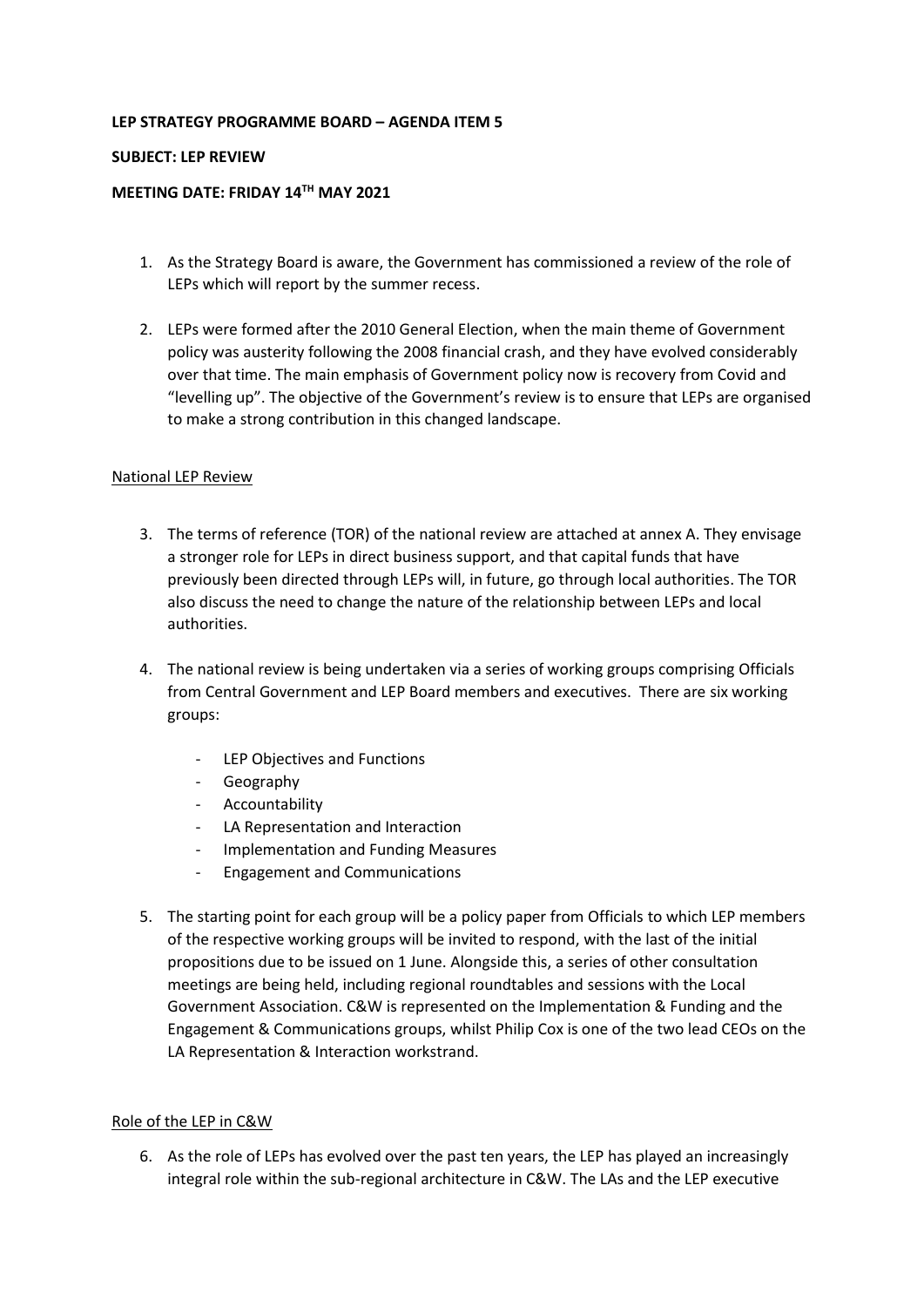**LEP STRATEGY PROGRAMME BOARD – AGENDA ITEM 5**

**SUBJECT: LEP REVIEW**

**MEETING DATE: FRIDAY 14TH MAY 2021**

1. As the Strategy Board is aware, the Government has commissioned a review of the role of LEPs which will report by the summer recess.

2. LEPs were formed after the 2010 General Election, when the main theme of Government policy was austerity following the 2008 financial crash, and they have evolved considerably over that time. The main emphasis of Government policy now is recovery from Covid and "levelling up". The objective of the Government's review is to ensure that LEPs are organised to make a strong contribution in this changed landscape.

National LEP Review

3. The terms of reference (TOR) of the national review are attached at annex A. They envisage a stronger role for LEPs in direct business support, and that capital funds that have previously been directed through LEPs will, in future, go through local authorities. The TOR also discuss the need to change the nature of the relationship between LEPs and local authorities.

4. The national review is being undertaken via a series of working groups comprising Officials from Central Government and LEP Board members and executives. There are six working groups:

   - LEP Objectives and Functions
   - Geography
   - Accountability
   - LA Representation and Interaction
   - Implementation and Funding Measures
   - Engagement and Communications

5. The starting point for each group will be a policy paper from Officials to which LEP members of the respective working groups will be invited to respond, with the last of the initial propositions due to be issued on 1 June. Alongside this, a series of other consultation meetings are being held, including regional roundtables and sessions with the Local Government Association. C&W is represented on the Implementation & Funding and the Engagement & Communications groups, whilst Philip Cox is one of the two lead CEOs on the LA Representation & Interaction workstrand.

Role of the LEP in C&W

6. As the role of LEPs has evolved over the past ten years, the LEP has played an increasingly integral role within the sub-regional architecture in C&W. The LAs and the LEP executive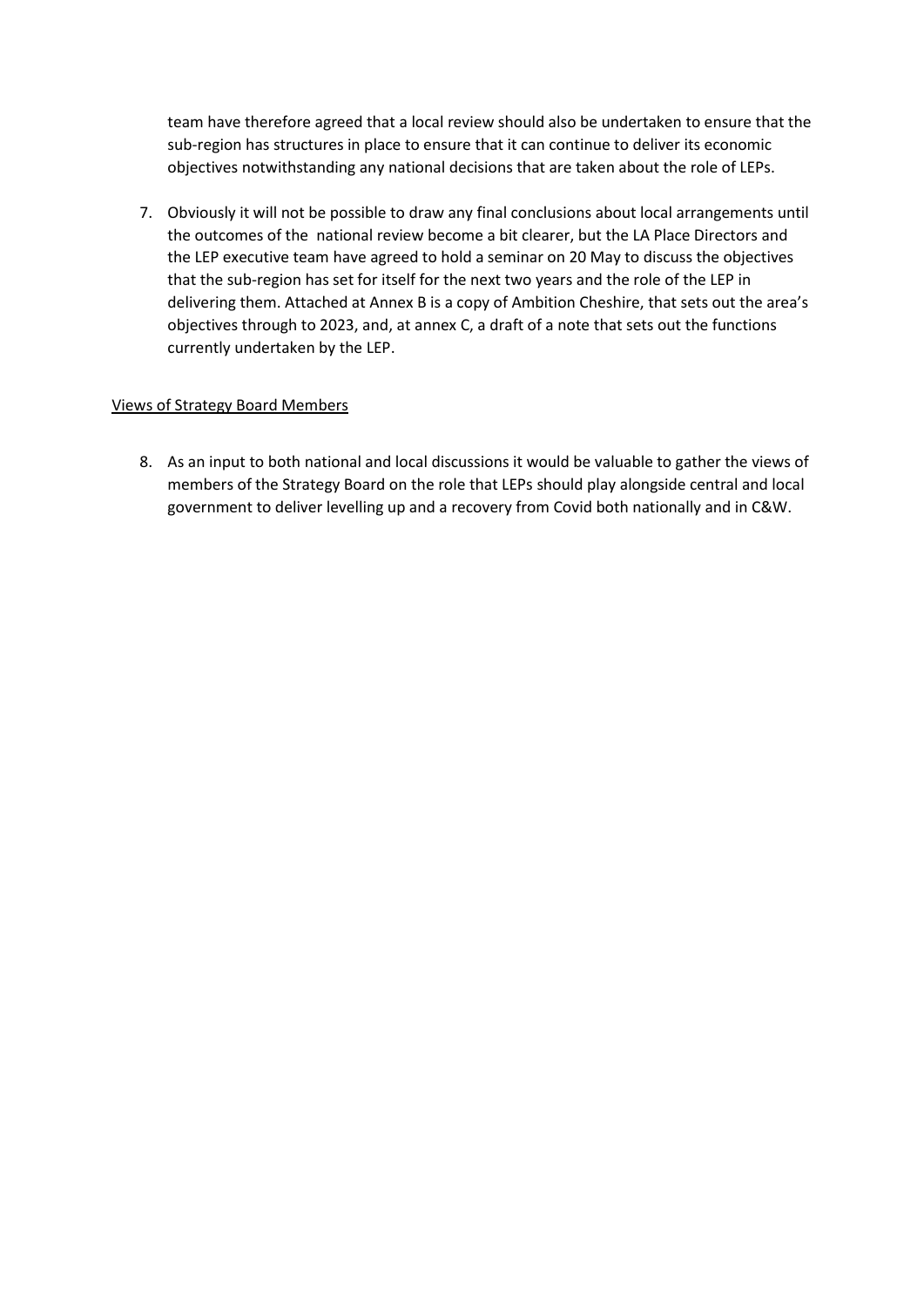team have therefore agreed that a local review should also be undertaken to ensure that the sub-region has structures in place to ensure that it can continue to deliver its economic objectives notwithstanding any national decisions that are taken about the role of LEPs.

7. Obviously it will not be possible to draw any final conclusions about local arrangements until the outcomes of the national review become a bit clearer, but the LA Place Directors and the LEP executive team have agreed to hold a seminar on 20 May to discuss the objectives that the sub-region has set for itself for the next two years and the role of the LEP in delivering them. Attached at Annex B is a copy of Ambition Cheshire, that sets out the area's objectives through to 2023, and, at annex C, a draft of a note that sets out the functions currently undertaken by the LEP.

Views of Strategy Board Members

8. As an input to both national and local discussions it would be valuable to gather the views of members of the Strategy Board on the role that LEPs should play alongside central and local government to deliver levelling up and a recovery from Covid both nationally and in C&W.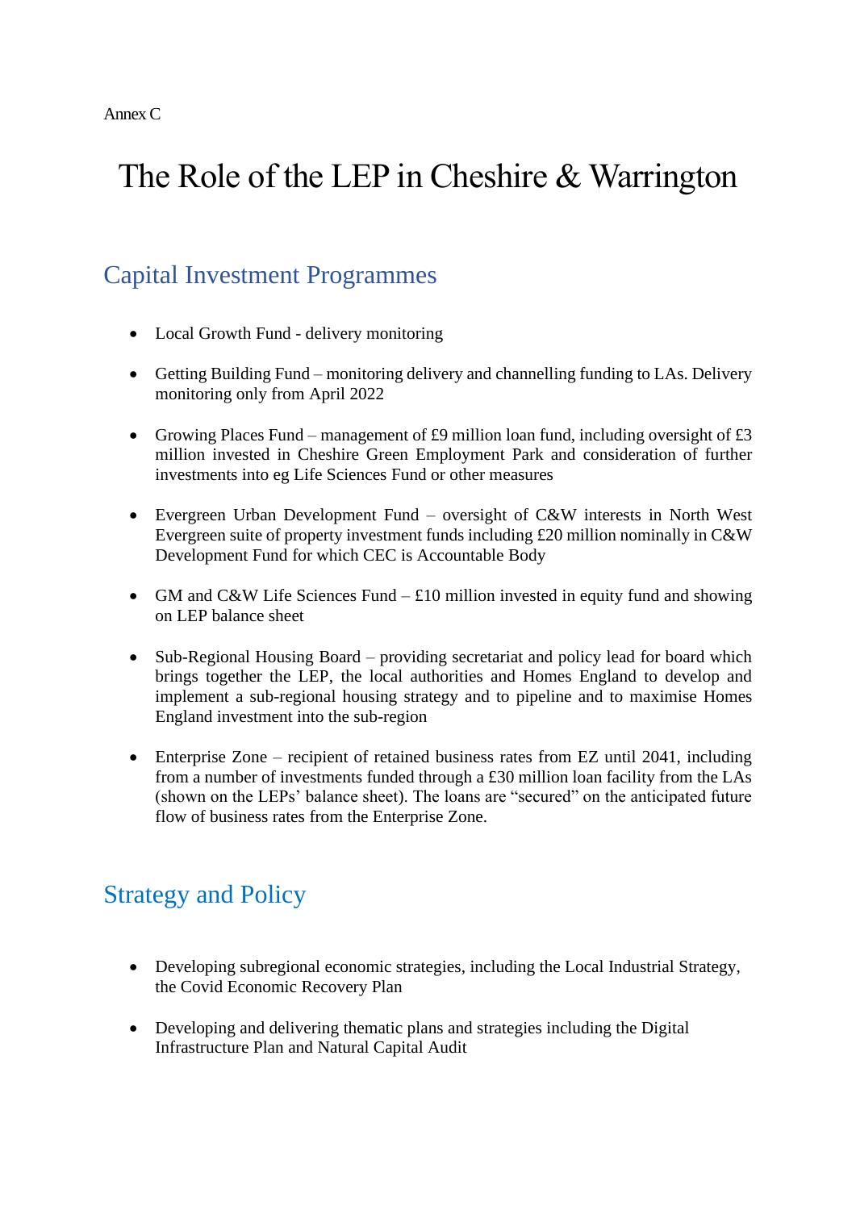Annex C

# The Role of the LEP in Cheshire & Warrington

## Capital Investment Programmes

- Local Growth Fund - delivery monitoring
- Getting Building Fund – monitoring delivery and channelling funding to LAs. Delivery monitoring only from April 2022
- Growing Places Fund – management of £9 million loan fund, including oversight of £3 million invested in Cheshire Green Employment Park and consideration of further investments into eg Life Sciences Fund or other measures
- Evergreen Urban Development Fund – oversight of C&W interests in North West Evergreen suite of property investment funds including £20 million nominally in C&W Development Fund for which CEC is Accountable Body
- GM and C&W Life Sciences Fund – £10 million invested in equity fund and showing on LEP balance sheet
- Sub-Regional Housing Board – providing secretariat and policy lead for board which brings together the LEP, the local authorities and Homes England to develop and implement a sub-regional housing strategy and to pipeline and to maximise Homes England investment into the sub-region
- Enterprise Zone – recipient of retained business rates from EZ until 2041, including from a number of investments funded through a £30 million loan facility from the LAs (shown on the LEPs' balance sheet). The loans are "secured" on the anticipated future flow of business rates from the Enterprise Zone.

## Strategy and Policy

- Developing subregional economic strategies, including the Local Industrial Strategy, the Covid Economic Recovery Plan
- Developing and delivering thematic plans and strategies including the Digital Infrastructure Plan and Natural Capital Audit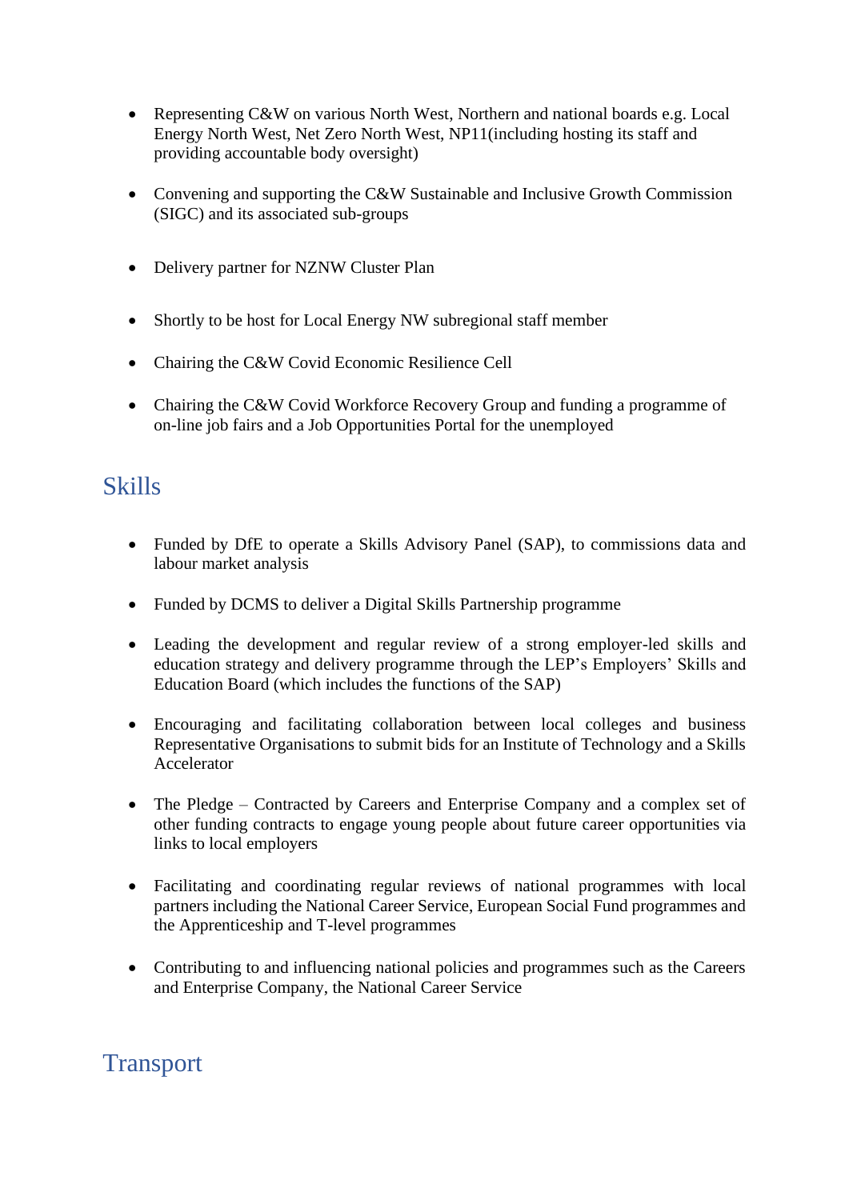- Representing C&W on various North West, Northern and national boards e.g. Local Energy North West, Net Zero North West, NP11(including hosting its staff and providing accountable body oversight)

- Convening and supporting the C&W Sustainable and Inclusive Growth Commission (SIGC) and its associated sub-groups

- Delivery partner for NZNW Cluster Plan

- Shortly to be host for Local Energy NW subregional staff member

- Chairing the C&W Covid Economic Resilience Cell

- Chairing the C&W Covid Workforce Recovery Group and funding a programme of on-line job fairs and a Job Opportunities Portal for the unemployed

## Skills

- Funded by DfE to operate a Skills Advisory Panel (SAP), to commissions data and labour market analysis

- Funded by DCMS to deliver a Digital Skills Partnership programme

- Leading the development and regular review of a strong employer-led skills and education strategy and delivery programme through the LEP's Employers' Skills and Education Board (which includes the functions of the SAP)

- Encouraging and facilitating collaboration between local colleges and business Representative Organisations to submit bids for an Institute of Technology and a Skills Accelerator

- The Pledge – Contracted by Careers and Enterprise Company and a complex set of other funding contracts to engage young people about future career opportunities via links to local employers

- Facilitating and coordinating regular reviews of national programmes with local partners including the National Career Service, European Social Fund programmes and the Apprenticeship and T-level programmes

- Contributing to and influencing national policies and programmes such as the Careers and Enterprise Company, the National Career Service

## Transport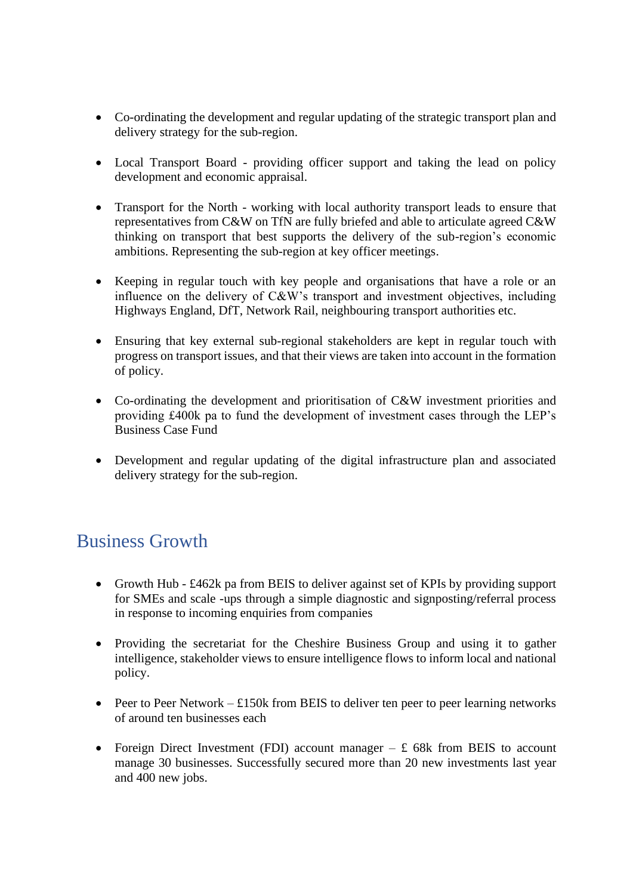- Co-ordinating the development and regular updating of the strategic transport plan and delivery strategy for the sub-region.

- Local Transport Board - providing officer support and taking the lead on policy development and economic appraisal.

- Transport for the North - working with local authority transport leads to ensure that representatives from C&W on TfN are fully briefed and able to articulate agreed C&W thinking on transport that best supports the delivery of the sub-region's economic ambitions. Representing the sub-region at key officer meetings.

- Keeping in regular touch with key people and organisations that have a role or an influence on the delivery of C&W's transport and investment objectives, including Highways England, DfT, Network Rail, neighbouring transport authorities etc.

- Ensuring that key external sub-regional stakeholders are kept in regular touch with progress on transport issues, and that their views are taken into account in the formation of policy.

- Co-ordinating the development and prioritisation of C&W investment priorities and providing £400k pa to fund the development of investment cases through the LEP's Business Case Fund

- Development and regular updating of the digital infrastructure plan and associated delivery strategy for the sub-region.

## Business Growth

- Growth Hub - £462k pa from BEIS to deliver against set of KPIs by providing support for SMEs and scale -ups through a simple diagnostic and signposting/referral process in response to incoming enquiries from companies

- Providing the secretariat for the Cheshire Business Group and using it to gather intelligence, stakeholder views to ensure intelligence flows to inform local and national policy.

- Peer to Peer Network – £150k from BEIS to deliver ten peer to peer learning networks of around ten businesses each

- Foreign Direct Investment (FDI) account manager – £ 68k from BEIS to account manage 30 businesses. Successfully secured more than 20 new investments last year and 400 new jobs.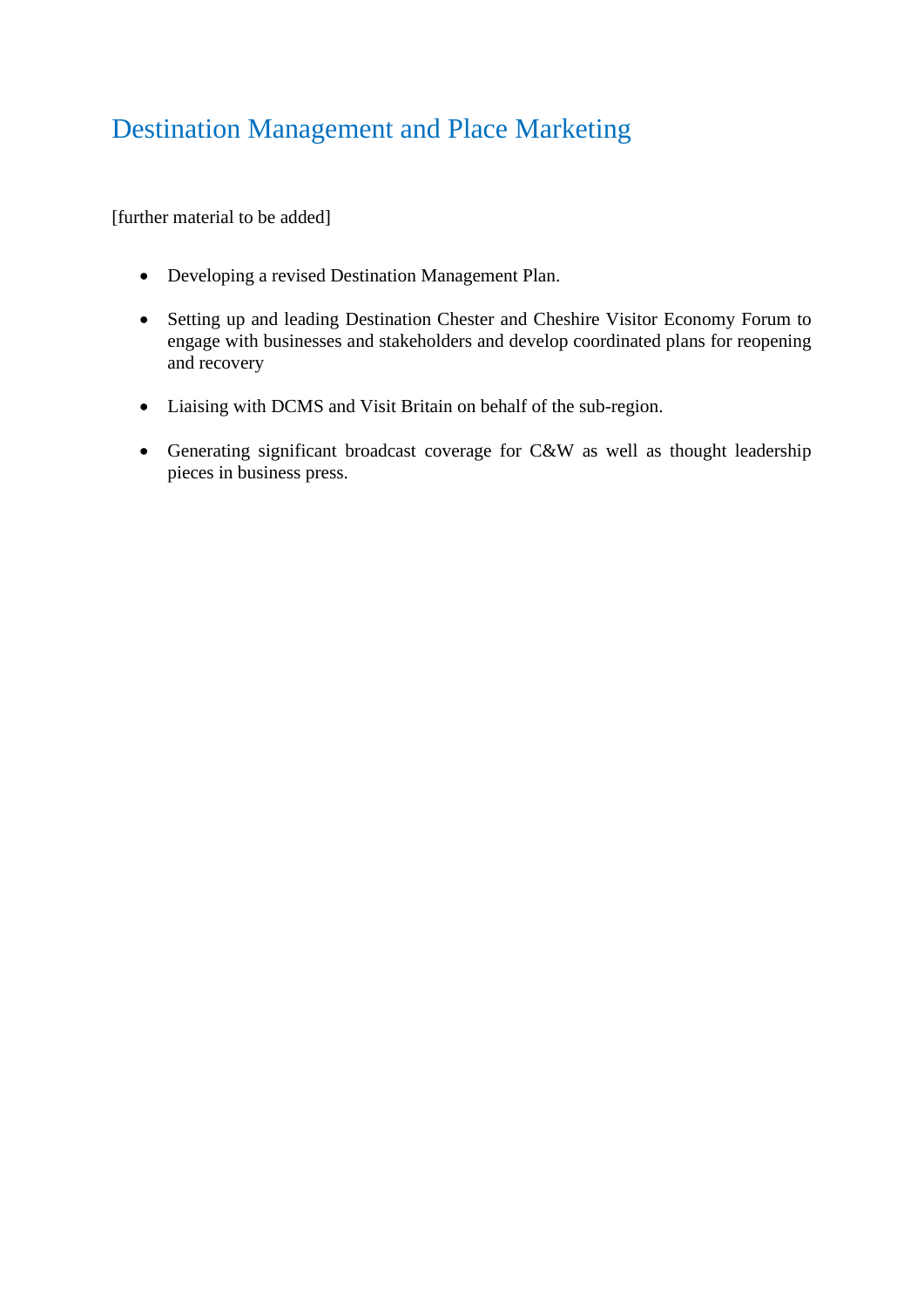## Destination Management and Place Marketing

[further material to be added]

- Developing a revised Destination Management Plan.
- Setting up and leading Destination Chester and Cheshire Visitor Economy Forum to engage with businesses and stakeholders and develop coordinated plans for reopening and recovery
- Liaising with DCMS and Visit Britain on behalf of the sub-region.
- Generating significant broadcast coverage for C&W as well as thought leadership pieces in business press.